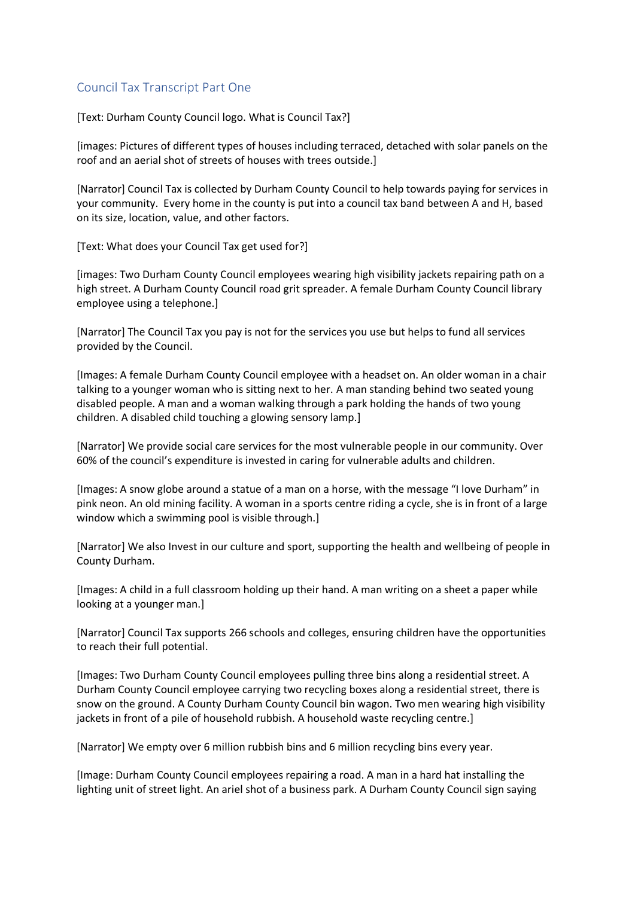## Council Tax Transcript Part One

[Text: Durham County Council logo. What is Council Tax?]

[images: Pictures of different types of houses including terraced, detached with solar panels on the roof and an aerial shot of streets of houses with trees outside.]

[Narrator] Council Tax is collected by Durham County Council to help towards paying for services in your community. Every home in the county is put into a council tax band between A and H, based on its size, location, value, and other factors.

[Text: What does your Council Tax get used for?]

[images: Two Durham County Council employees wearing high visibility jackets repairing path on a high street. A Durham County Council road grit spreader. A female Durham County Council library employee using a telephone.]

[Narrator] The Council Tax you pay is not for the services you use but helps to fund all services provided by the Council.

[Images: A female Durham County Council employee with a headset on. An older woman in a chair talking to a younger woman who is sitting next to her. A man standing behind two seated young disabled people. A man and a woman walking through a park holding the hands of two young children. A disabled child touching a glowing sensory lamp.]

[Narrator] We provide social care services for the most vulnerable people in our community. Over 60% of the council's expenditure is invested in caring for vulnerable adults and children.

[Images: A snow globe around a statue of a man on a horse, with the message "I love Durham" in pink neon. An old mining facility. A woman in a sports centre riding a cycle, she is in front of a large window which a swimming pool is visible through.]

[Narrator] We also Invest in our culture and sport, supporting the health and wellbeing of people in County Durham.

[Images: A child in a full classroom holding up their hand. A man writing on a sheet a paper while looking at a younger man.]

[Narrator] Council Tax supports 266 schools and colleges, ensuring children have the opportunities to reach their full potential.

[Images: Two Durham County Council employees pulling three bins along a residential street. A Durham County Council employee carrying two recycling boxes along a residential street, there is snow on the ground. A County Durham County Council bin wagon. Two men wearing high visibility jackets in front of a pile of household rubbish. A household waste recycling centre.]

[Narrator] We empty over 6 million rubbish bins and 6 million recycling bins every year.

[Image: Durham County Council employees repairing a road. A man in a hard hat installing the lighting unit of street light. An ariel shot of a business park. A Durham County Council sign saying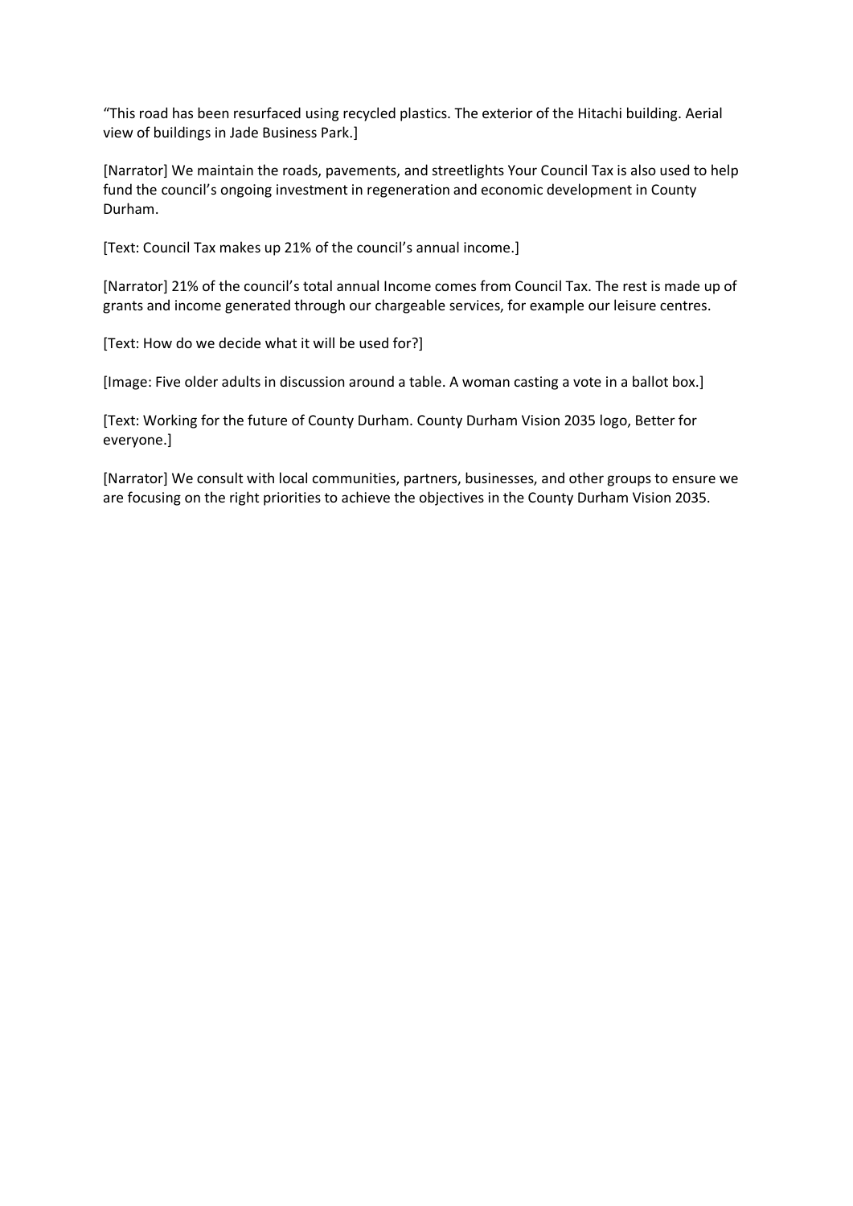"This road has been resurfaced using recycled plastics. The exterior of the Hitachi building. Aerial view of buildings in Jade Business Park.]

[Narrator] We maintain the roads, pavements, and streetlights Your Council Tax is also used to help fund the council's ongoing investment in regeneration and economic development in County Durham.

[Text: Council Tax makes up 21% of the council's annual income.]

[Narrator] 21% of the council's total annual Income comes from Council Tax. The rest is made up of grants and income generated through our chargeable services, for example our leisure centres.

[Text: How do we decide what it will be used for?]

[Image: Five older adults in discussion around a table. A woman casting a vote in a ballot box.]

[Text: Working for the future of County Durham. County Durham Vision 2035 logo, Better for everyone.]

[Narrator] We consult with local communities, partners, businesses, and other groups to ensure we are focusing on the right priorities to achieve the objectives in the County Durham Vision 2035.